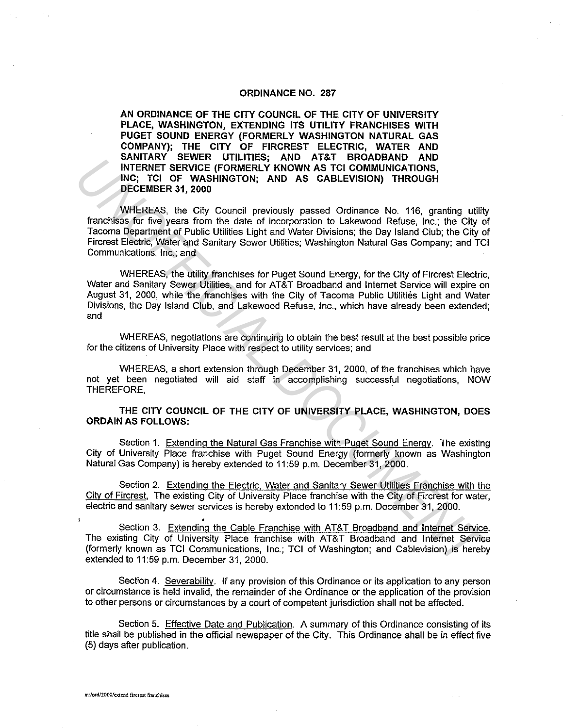# ORDINANCE NO. 287

**AN ORDINANCE OF THE CITY COUNCIL OF THE CITY OF UNIVERSITY PLACE, WASHINGTON, EXTENDING ITS UTILITY FRANCHISES WITH PUGET SOUND ENERGY (FORMERLY WASHINGTON NATURAL GAS COMPANY); THE CITY OF FIRCREST ELECTRIC, WATER AND SANITARY SEWER UTILITIES; AND AT&T BROADBAND AND INTERNET SERVICE (FORMERLY KNOWN AS TCI COMMUNICATIONS, INC; TCI OF WASHINGTON; AND AS CABLEVISION) THROUGH DECEMBER 31, 2000**

WHEREAS, the City Council previously passed Ordinance No. 116, granting utility franchises for five years from the date of incorporation to Lakewood Refuse, Inc.; the City of Tacoma Department of Public Utilities Light and Water Divisions; the Day Island Club; the City of Fircrest Electric, Water and Sanitary Sewer Utilities; Washington Natural Gas Company; and TCI Communications, Inc.; and

WHEREAS, the utility franchises for Puget Sound Energy, for the City of Fircrest Electric, Water and Sanitary Sewer Utilities, and for AT&T Broadband and Internet Service will expire on August 31, 2000, while the franchises with the City of Tacoma Public Utilities Light and Water Divisions, the Day Island Club, and Lakewood Refuse, Inc., which have already been extended; and

WHEREAS, negotiations are continuing to obtain the best result at the best possible price for the citizens of University Place with respect to utility services; and

WHEREAS, a short extension through December 31, 2000, of the franchises which have not yet been negotiated will aid staff in accomplishing successful negotiations, NOW THEREFORE,

**THE CITY COUNCIL OF THE CITY OF UNIVERSITY PLACE, WASHINGTON, DOES ORDAIN AS FOLLOWS:**

Section 1. Extending the Natural Gas Franchise with Puget Sound Energy. The existing City of University Place franchise with Puget Sound Energy (formerly known as Washington Natural Gas Company) is hereby extended to 11:59 p.m. December 31, 2000.

Section 2. Extending the Electric, Water and Sanitary Sewer Utilities Franchise with the City of Fircrest. The existing City of University Place franchise with the City of Fircrest for water, electric and sanitary sewer services is hereby extended to 11:59 p.m. December 31, 2000.

Section 3. Extending the Cable Franchise with AT&T Broadband and Internet Service. The existing City of University Place franchise with AT&T Broadband and Internet Service (formerly known as TCI Communications, Inc.; TCI of Washington; and Cablevision) is hereby extended to 11:59 p.m. December 31, 2000.

Section 4. Severability. If any provision of this Ordinance or its application to any person or circumstance is held invalid, the remainder of the Ordinance or the application of the provision to other persons or circumstances by a court of competent jurisdiction shall not be affected.

Section 5. Effective Date and Publication. A summary of this Ordinance consisting of its title shall be published in the official newspaper of the City. This Ordinance shall be in effect five (5) days after publication.

m:/ord/2000/extend fircrest franchises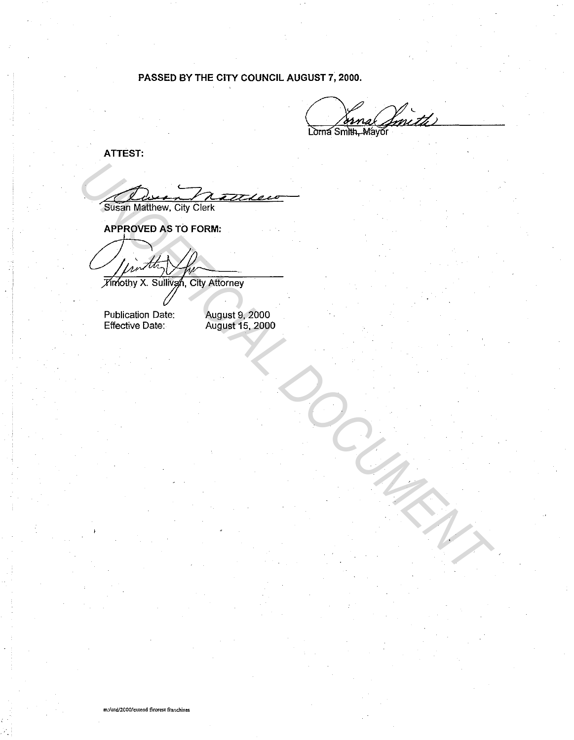**PASSED BY THE CITY COUNCIL AUGUST 7, 2000.**

Lorna Smith, Mayor

**ATTEST:**

Susan Matthew, City Clerk

**APPROVED AS TO FORM:**

Timothy X. Sullivan, City Attorney

Publication Date: August 9, 2000
Effective Date: August 15, 2000

m:/ord/2000/extend fircrest franchises